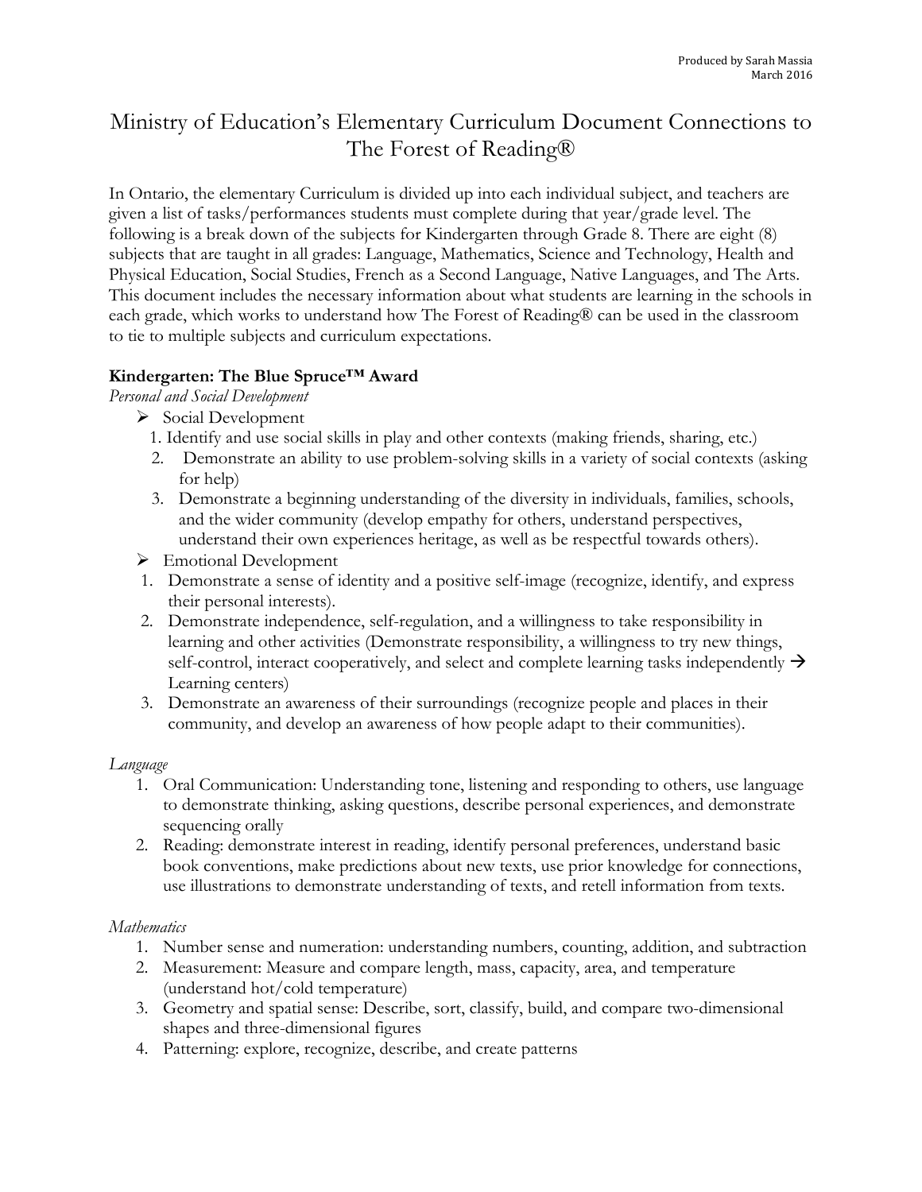Produced by Sarah Massia
March 2016

# Ministry of Education's Elementary Curriculum Document Connections to The Forest of Reading®

In Ontario, the elementary Curriculum is divided up into each individual subject, and teachers are given a list of tasks/performances students must complete during that year/grade level. The following is a break down of the subjects for Kindergarten through Grade 8. There are eight (8) subjects that are taught in all grades: Language, Mathematics, Science and Technology, Health and Physical Education, Social Studies, French as a Second Language, Native Languages, and The Arts. This document includes the necessary information about what students are learning in the schools in each grade, which works to understand how The Forest of Reading® can be used in the classroom to tie to multiple subjects and curriculum expectations.

**Kindergarten: The Blue Spruce™ Award**

*Personal and Social Development*

- Social Development
  1. Identify and use social skills in play and other contexts (making friends, sharing, etc.)
  2. Demonstrate an ability to use problem-solving skills in a variety of social contexts (asking for help)
  3. Demonstrate a beginning understanding of the diversity in individuals, families, schools, and the wider community (develop empathy for others, understand perspectives, understand their own experiences heritage, as well as be respectful towards others).
- Emotional Development
  1. Demonstrate a sense of identity and a positive self-image (recognize, identify, and express their personal interests).
  2. Demonstrate independence, self-regulation, and a willingness to take responsibility in learning and other activities (Demonstrate responsibility, a willingness to try new things, self-control, interact cooperatively, and select and complete learning tasks independently → Learning centers)
  3. Demonstrate an awareness of their surroundings (recognize people and places in their community, and develop an awareness of how people adapt to their communities).

*Language*

1. Oral Communication: Understanding tone, listening and responding to others, use language to demonstrate thinking, asking questions, describe personal experiences, and demonstrate sequencing orally
2. Reading: demonstrate interest in reading, identify personal preferences, understand basic book conventions, make predictions about new texts, use prior knowledge for connections, use illustrations to demonstrate understanding of texts, and retell information from texts.

*Mathematics*

1. Number sense and numeration: understanding numbers, counting, addition, and subtraction
2. Measurement: Measure and compare length, mass, capacity, area, and temperature (understand hot/cold temperature)
3. Geometry and spatial sense: Describe, sort, classify, build, and compare two-dimensional shapes and three-dimensional figures
4. Patterning: explore, recognize, describe, and create patterns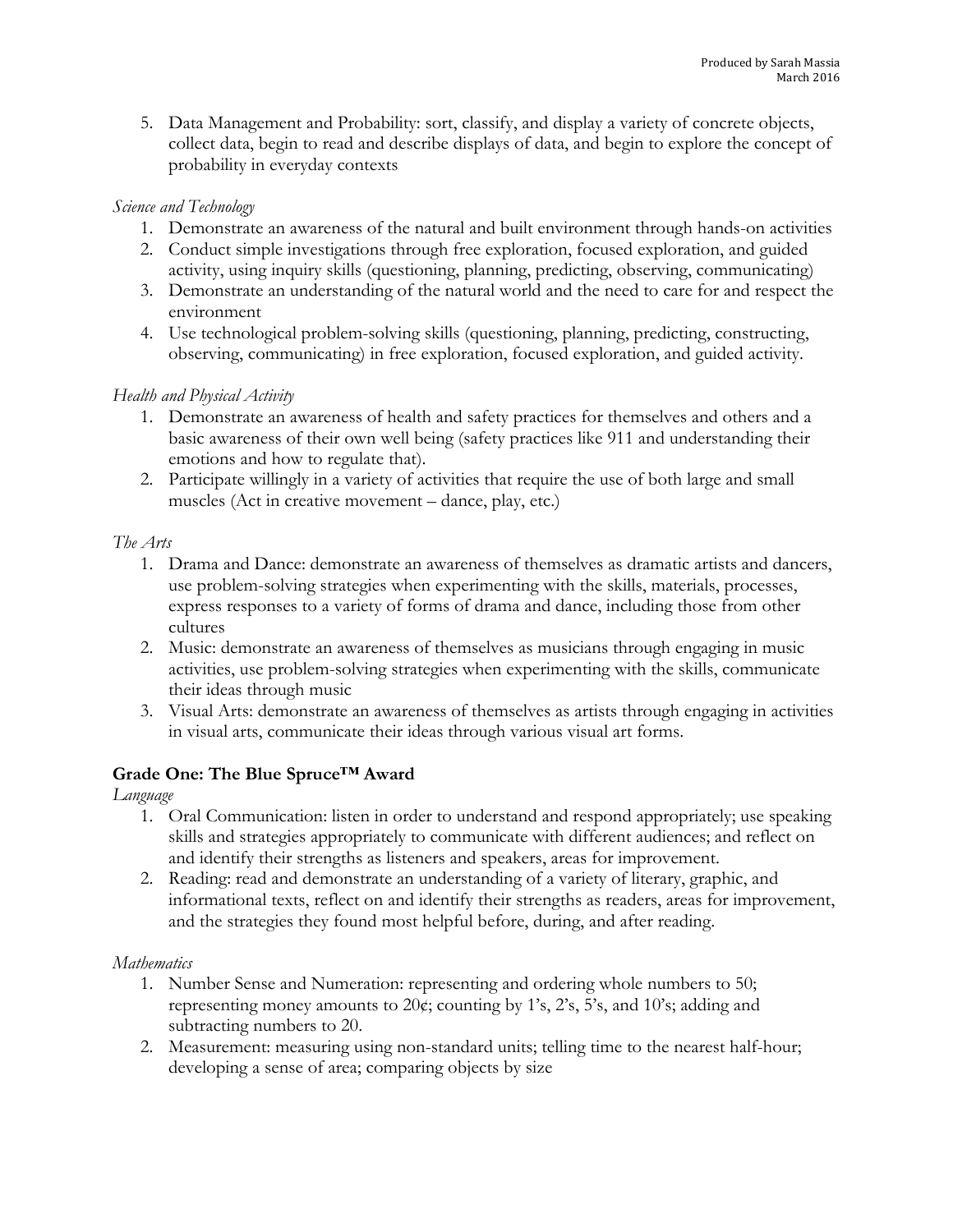5. Data Management and Probability: sort, classify, and display a variety of concrete objects, collect data, begin to read and describe displays of data, and begin to explore the concept of probability in everyday contexts

*Science and Technology*

1. Demonstrate an awareness of the natural and built environment through hands-on activities
2. Conduct simple investigations through free exploration, focused exploration, and guided activity, using inquiry skills (questioning, planning, predicting, observing, communicating)
3. Demonstrate an understanding of the natural world and the need to care for and respect the environment
4. Use technological problem-solving skills (questioning, planning, predicting, constructing, observing, communicating) in free exploration, focused exploration, and guided activity.

*Health and Physical Activity*

1. Demonstrate an awareness of health and safety practices for themselves and others and a basic awareness of their own well being (safety practices like 911 and understanding their emotions and how to regulate that).
2. Participate willingly in a variety of activities that require the use of both large and small muscles (Act in creative movement – dance, play, etc.)

*The Arts*

1. Drama and Dance: demonstrate an awareness of themselves as dramatic artists and dancers, use problem-solving strategies when experimenting with the skills, materials, processes, express responses to a variety of forms of drama and dance, including those from other cultures
2. Music: demonstrate an awareness of themselves as musicians through engaging in music activities, use problem-solving strategies when experimenting with the skills, communicate their ideas through music
3. Visual Arts: demonstrate an awareness of themselves as artists through engaging in activities in visual arts, communicate their ideas through various visual art forms.

**Grade One: The Blue Spruce™ Award**

*Language*

1. Oral Communication: listen in order to understand and respond appropriately; use speaking skills and strategies appropriately to communicate with different audiences; and reflect on and identify their strengths as listeners and speakers, areas for improvement.
2. Reading: read and demonstrate an understanding of a variety of literary, graphic, and informational texts, reflect on and identify their strengths as readers, areas for improvement, and the strategies they found most helpful before, during, and after reading.

*Mathematics*

1. Number Sense and Numeration: representing and ordering whole numbers to 50; representing money amounts to 20¢; counting by 1's, 2's, 5's, and 10's; adding and subtracting numbers to 20.
2. Measurement: measuring using non-standard units; telling time to the nearest half-hour; developing a sense of area; comparing objects by size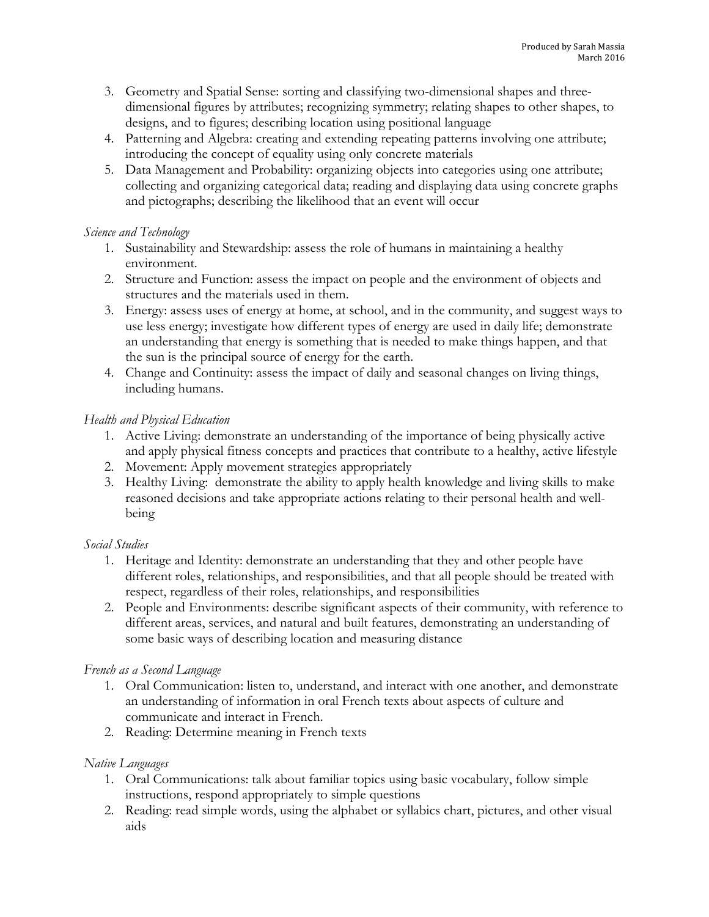3. Geometry and Spatial Sense: sorting and classifying two-dimensional shapes and three-dimensional figures by attributes; recognizing symmetry; relating shapes to other shapes, to designs, and to figures; describing location using positional language
4. Patterning and Algebra: creating and extending repeating patterns involving one attribute; introducing the concept of equality using only concrete materials
5. Data Management and Probability: organizing objects into categories using one attribute; collecting and organizing categorical data; reading and displaying data using concrete graphs and pictographs; describing the likelihood that an event will occur

*Science and Technology*

1. Sustainability and Stewardship: assess the role of humans in maintaining a healthy environment.
2. Structure and Function: assess the impact on people and the environment of objects and structures and the materials used in them.
3. Energy: assess uses of energy at home, at school, and in the community, and suggest ways to use less energy; investigate how different types of energy are used in daily life; demonstrate an understanding that energy is something that is needed to make things happen, and that the sun is the principal source of energy for the earth.
4. Change and Continuity: assess the impact of daily and seasonal changes on living things, including humans.

*Health and Physical Education*

1. Active Living: demonstrate an understanding of the importance of being physically active and apply physical fitness concepts and practices that contribute to a healthy, active lifestyle
2. Movement: Apply movement strategies appropriately
3. Healthy Living: demonstrate the ability to apply health knowledge and living skills to make reasoned decisions and take appropriate actions relating to their personal health and well-being

*Social Studies*

1. Heritage and Identity: demonstrate an understanding that they and other people have different roles, relationships, and responsibilities, and that all people should be treated with respect, regardless of their roles, relationships, and responsibilities
2. People and Environments: describe significant aspects of their community, with reference to different areas, services, and natural and built features, demonstrating an understanding of some basic ways of describing location and measuring distance

*French as a Second Language*

1. Oral Communication: listen to, understand, and interact with one another, and demonstrate an understanding of information in oral French texts about aspects of culture and communicate and interact in French.
2. Reading: Determine meaning in French texts

*Native Languages*

1. Oral Communications: talk about familiar topics using basic vocabulary, follow simple instructions, respond appropriately to simple questions
2. Reading: read simple words, using the alphabet or syllabics chart, pictures, and other visual aids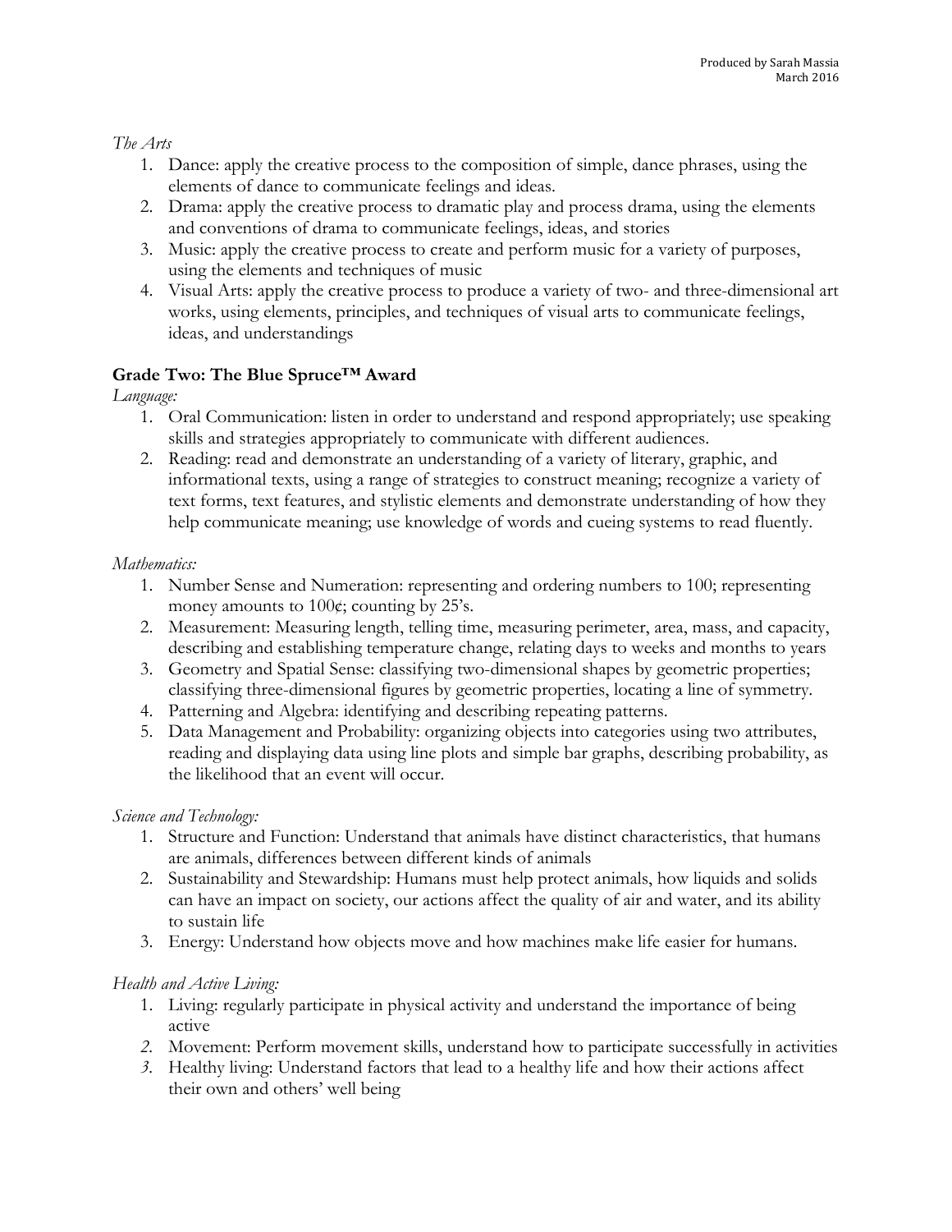*The Arts*

1. Dance: apply the creative process to the composition of simple, dance phrases, using the elements of dance to communicate feelings and ideas.
2. Drama: apply the creative process to dramatic play and process drama, using the elements and conventions of drama to communicate feelings, ideas, and stories
3. Music: apply the creative process to create and perform music for a variety of purposes, using the elements and techniques of music
4. Visual Arts: apply the creative process to produce a variety of two- and three-dimensional art works, using elements, principles, and techniques of visual arts to communicate feelings, ideas, and understandings

**Grade Two: The Blue Spruce™ Award**

*Language:*

1. Oral Communication: listen in order to understand and respond appropriately; use speaking skills and strategies appropriately to communicate with different audiences.
2. Reading: read and demonstrate an understanding of a variety of literary, graphic, and informational texts, using a range of strategies to construct meaning; recognize a variety of text forms, text features, and stylistic elements and demonstrate understanding of how they help communicate meaning; use knowledge of words and cueing systems to read fluently.

*Mathematics:*

1. Number Sense and Numeration: representing and ordering numbers to 100; representing money amounts to 100¢; counting by 25's.
2. Measurement: Measuring length, telling time, measuring perimeter, area, mass, and capacity, describing and establishing temperature change, relating days to weeks and months to years
3. Geometry and Spatial Sense: classifying two-dimensional shapes by geometric properties; classifying three-dimensional figures by geometric properties, locating a line of symmetry.
4. Patterning and Algebra: identifying and describing repeating patterns.
5. Data Management and Probability: organizing objects into categories using two attributes, reading and displaying data using line plots and simple bar graphs, describing probability, as the likelihood that an event will occur.

*Science and Technology:*

1. Structure and Function: Understand that animals have distinct characteristics, that humans are animals, differences between different kinds of animals
2. Sustainability and Stewardship: Humans must help protect animals, how liquids and solids can have an impact on society, our actions affect the quality of air and water, and its ability to sustain life
3. Energy: Understand how objects move and how machines make life easier for humans.

*Health and Active Living:*

1. Living: regularly participate in physical activity and understand the importance of being active
2. Movement: Perform movement skills, understand how to participate successfully in activities
3. Healthy living: Understand factors that lead to a healthy life and how their actions affect their own and others' well being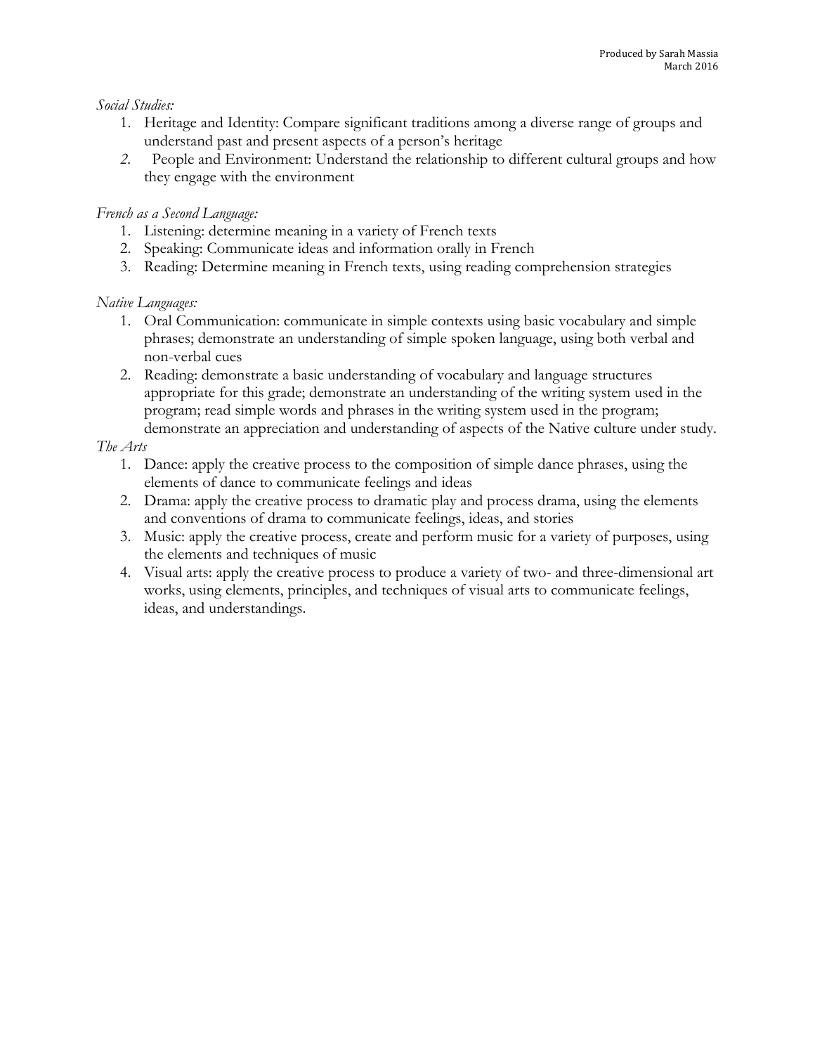*Social Studies:*

1. Heritage and Identity: Compare significant traditions among a diverse range of groups and understand past and present aspects of a person's heritage
2. People and Environment: Understand the relationship to different cultural groups and how they engage with the environment

*French as a Second Language:*

1. Listening: determine meaning in a variety of French texts
2. Speaking: Communicate ideas and information orally in French
3. Reading: Determine meaning in French texts, using reading comprehension strategies

*Native Languages:*

1. Oral Communication: communicate in simple contexts using basic vocabulary and simple phrases; demonstrate an understanding of simple spoken language, using both verbal and non-verbal cues
2. Reading: demonstrate a basic understanding of vocabulary and language structures appropriate for this grade; demonstrate an understanding of the writing system used in the program; read simple words and phrases in the writing system used in the program; demonstrate an appreciation and understanding of aspects of the Native culture under study.

*The Arts*

1. Dance: apply the creative process to the composition of simple dance phrases, using the elements of dance to communicate feelings and ideas
2. Drama: apply the creative process to dramatic play and process drama, using the elements and conventions of drama to communicate feelings, ideas, and stories
3. Music: apply the creative process, create and perform music for a variety of purposes, using the elements and techniques of music
4. Visual arts: apply the creative process to produce a variety of two- and three-dimensional art works, using elements, principles, and techniques of visual arts to communicate feelings, ideas, and understandings.